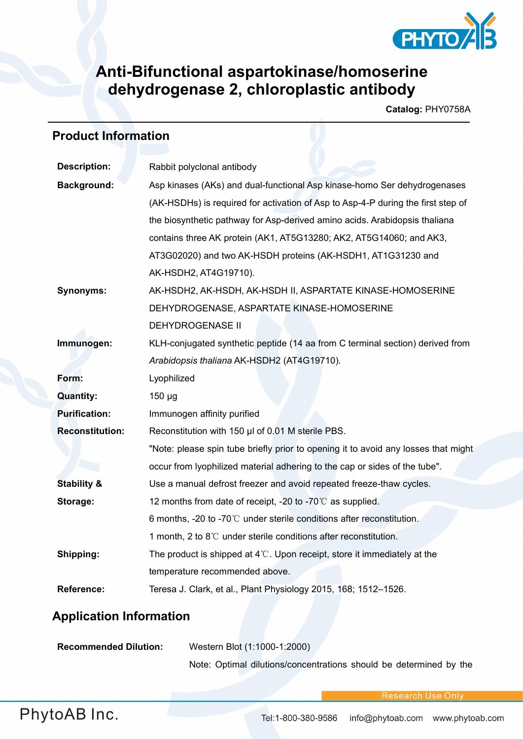# Anti-Bifunctional aspartokinase/homoserine dehydrogenase 2, chloroplastic antibody

**Catalog:** PHY0758A

## Product Information

| | |
|---|---|
| **Description:** | Rabbit polyclonal antibody |
| **Background:** | Asp kinases (AKs) and dual-functional Asp kinase-homo Ser dehydrogenases (AK-HSDHs) is required for activation of Asp to Asp-4-P during the first step of the biosynthetic pathway for Asp-derived amino acids. Arabidopsis thaliana contains three AK protein (AK1, AT5G13280; AK2, AT5G14060; and AK3, AT3G02020) and two AK-HSDH proteins (AK-HSDH1, AT1G31230 and AK-HSDH2, AT4G19710). |
| **Synonyms:** | AK-HSDH2, AK-HSDH, AK-HSDH II, ASPARTATE KINASE-HOMOSERINE DEHYDROGENASE, ASPARTATE KINASE-HOMOSERINE DEHYDROGENASE II |
| **Immunogen:** | KLH-conjugated synthetic peptide (14 aa from C terminal section) derived from *Arabidopsis thaliana* AK-HSDH2 (AT4G19710). |
| **Form:** | Lyophilized |
| **Quantity:** | 150 µg |
| **Purification:** | Immunogen affinity purified |
| **Reconstitution:** | Reconstitution with 150 µl of 0.01 M sterile PBS. "Note: please spin tube briefly prior to opening it to avoid any losses that might occur from lyophilized material adhering to the cap or sides of the tube". |
| **Stability & Storage:** | Use a manual defrost freezer and avoid repeated freeze-thaw cycles. 12 months from date of receipt, -20 to -70℃ as supplied. 6 months, -20 to -70℃ under sterile conditions after reconstitution. 1 month, 2 to 8℃ under sterile conditions after reconstitution. |
| **Shipping:** | The product is shipped at 4℃. Upon receipt, store it immediately at the temperature recommended above. |
| **Reference:** | Teresa J. Clark, et al., Plant Physiology 2015, 168; 1512–1526. |

## Application Information

| | |
|---|---|
| **Recommended Dilution:** | Western Blot (1:1000-1:2000) Note: Optimal dilutions/concentrations should be determined by the |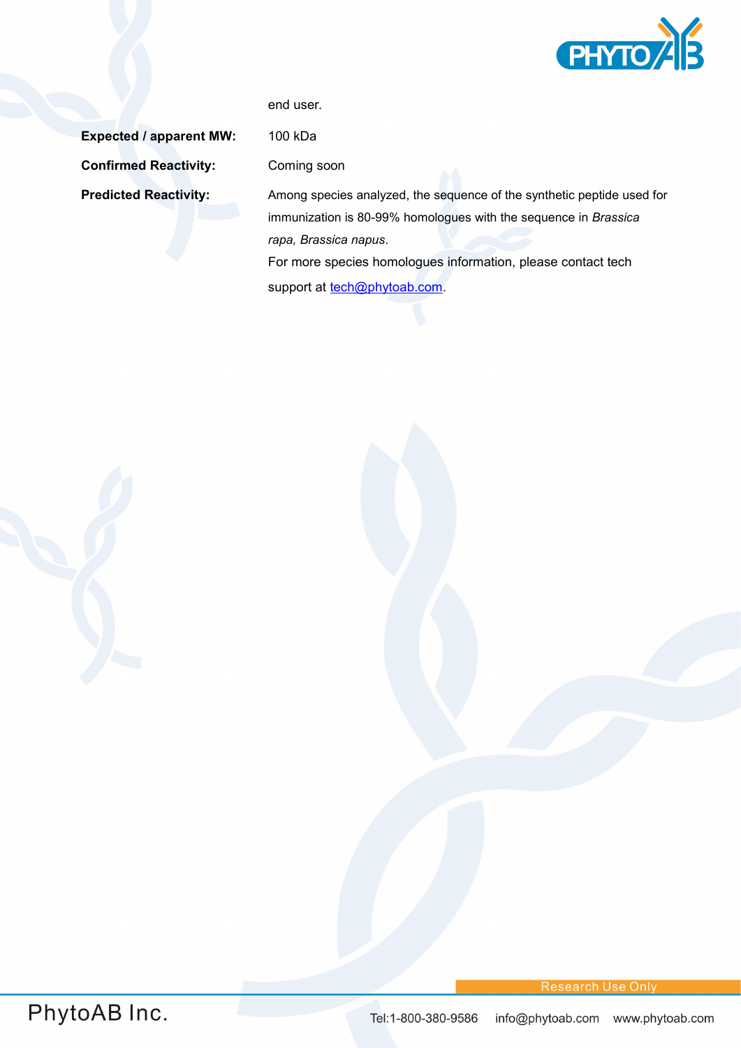end user.

| | |
|---|---|
| **Expected / apparent MW:** | 100 kDa |
| **Confirmed Reactivity:** | Coming soon |
| **Predicted Reactivity:** | Among species analyzed, the sequence of the synthetic peptide used for immunization is 80-99% homologues with the sequence in *Brassica rapa, Brassica napus*. For more species homologues information, please contact tech support at tech@phytoab.com. |

Research Use Only